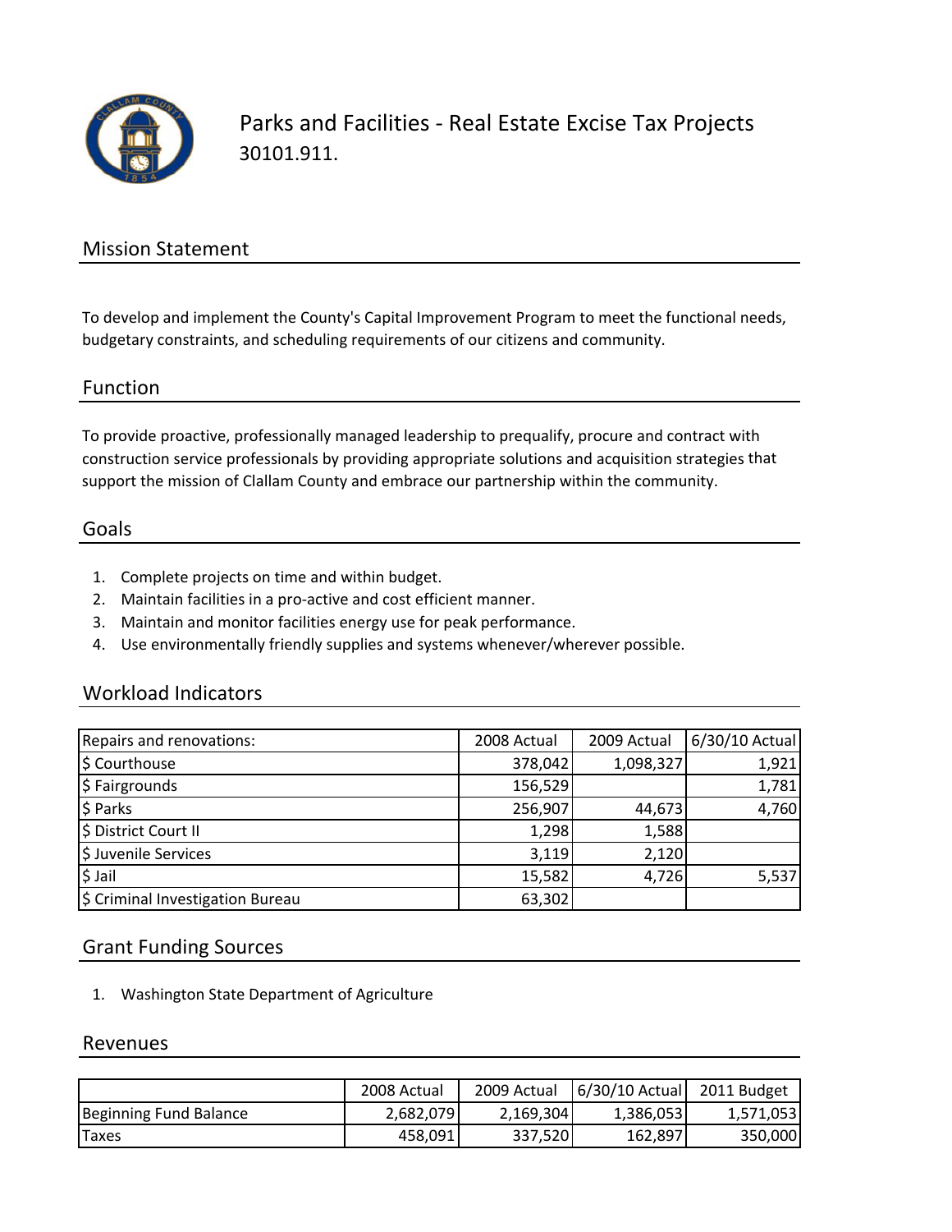# Parks and Facilities - Real Estate Excise Tax Projects

30101.911.

## Mission Statement

To develop and implement the County's Capital Improvement Program to meet the functional needs, budgetary constraints, and scheduling requirements of our citizens and community.

## Function

To provide proactive, professionally managed leadership to prequalify, procure and contract with construction service professionals by providing appropriate solutions and acquisition strategies that support the mission of Clallam County and embrace our partnership within the community.

## Goals

1. Complete projects on time and within budget.
2. Maintain facilities in a pro-active and cost efficient manner.
3. Maintain and monitor facilities energy use for peak performance.
4. Use environmentally friendly supplies and systems whenever/wherever possible.

## Workload Indicators

| Repairs and renovations: | 2008 Actual | 2009 Actual | 6/30/10 Actual |
|---|---|---|---|
| $ Courthouse | 378,042 | 1,098,327 | 1,921 |
| $ Fairgrounds | 156,529 | | 1,781 |
| $ Parks | 256,907 | 44,673 | 4,760 |
| $ District Court II | 1,298 | 1,588 | |
| $ Juvenile Services | 3,119 | 2,120 | |
| $ Jail | 15,582 | 4,726 | 5,537 |
| $ Criminal Investigation Bureau | 63,302 | | |

## Grant Funding Sources

1. Washington State Department of Agriculture

## Revenues

| | 2008 Actual | 2009 Actual | 6/30/10 Actual | 2011 Budget |
|---|---|---|---|---|
| Beginning Fund Balance | 2,682,079 | 2,169,304 | 1,386,053 | 1,571,053 |
| Taxes | 458,091 | 337,520 | 162,897 | 350,000 |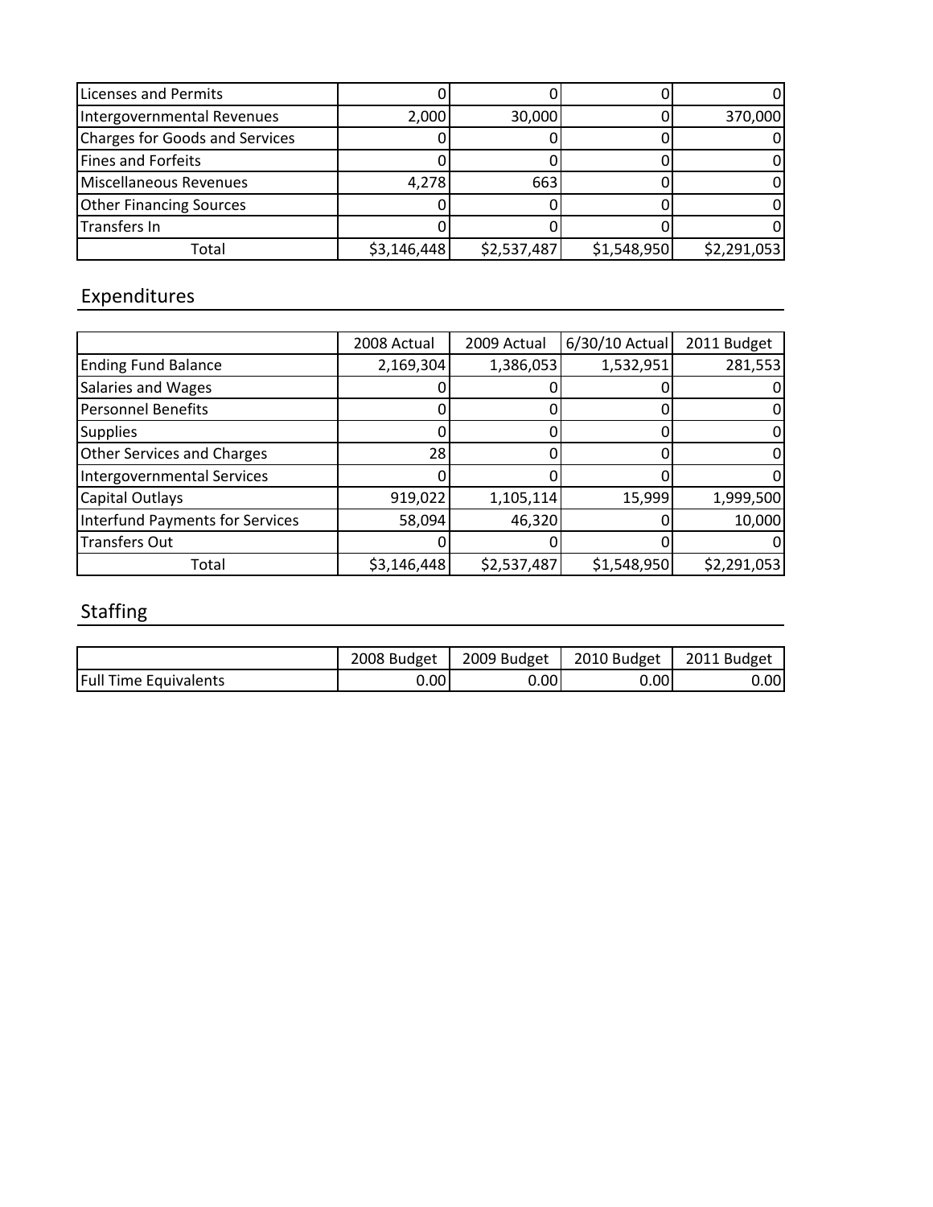| | | | | |
|---|---|---|---|---|
| Licenses and Permits | 0 | 0 | 0 | 0 |
| Intergovernmental Revenues | 2,000 | 30,000 | 0 | 370,000 |
| Charges for Goods and Services | 0 | 0 | 0 | 0 |
| Fines and Forfeits | 0 | 0 | 0 | 0 |
| Miscellaneous Revenues | 4,278 | 663 | 0 | 0 |
| Other Financing Sources | 0 | 0 | 0 | 0 |
| Transfers In | 0 | 0 | 0 | 0 |
| Total | $3,146,448 | $2,537,487 | $1,548,950 | $2,291,053 |

## Expenditures

| | 2008 Actual | 2009 Actual | 6/30/10 Actual | 2011 Budget |
|---|---|---|---|---|
| Ending Fund Balance | 2,169,304 | 1,386,053 | 1,532,951 | 281,553 |
| Salaries and Wages | 0 | 0 | 0 | 0 |
| Personnel Benefits | 0 | 0 | 0 | 0 |
| Supplies | 0 | 0 | 0 | 0 |
| Other Services and Charges | 28 | 0 | 0 | 0 |
| Intergovernmental Services | 0 | 0 | 0 | 0 |
| Capital Outlays | 919,022 | 1,105,114 | 15,999 | 1,999,500 |
| Interfund Payments for Services | 58,094 | 46,320 | 0 | 10,000 |
| Transfers Out | 0 | 0 | 0 | 0 |
| Total | $3,146,448 | $2,537,487 | $1,548,950 | $2,291,053 |

## Staffing

| | 2008 Budget | 2009 Budget | 2010 Budget | 2011 Budget |
|---|---|---|---|---|
| Full Time Equivalents | 0.00 | 0.00 | 0.00 | 0.00 |